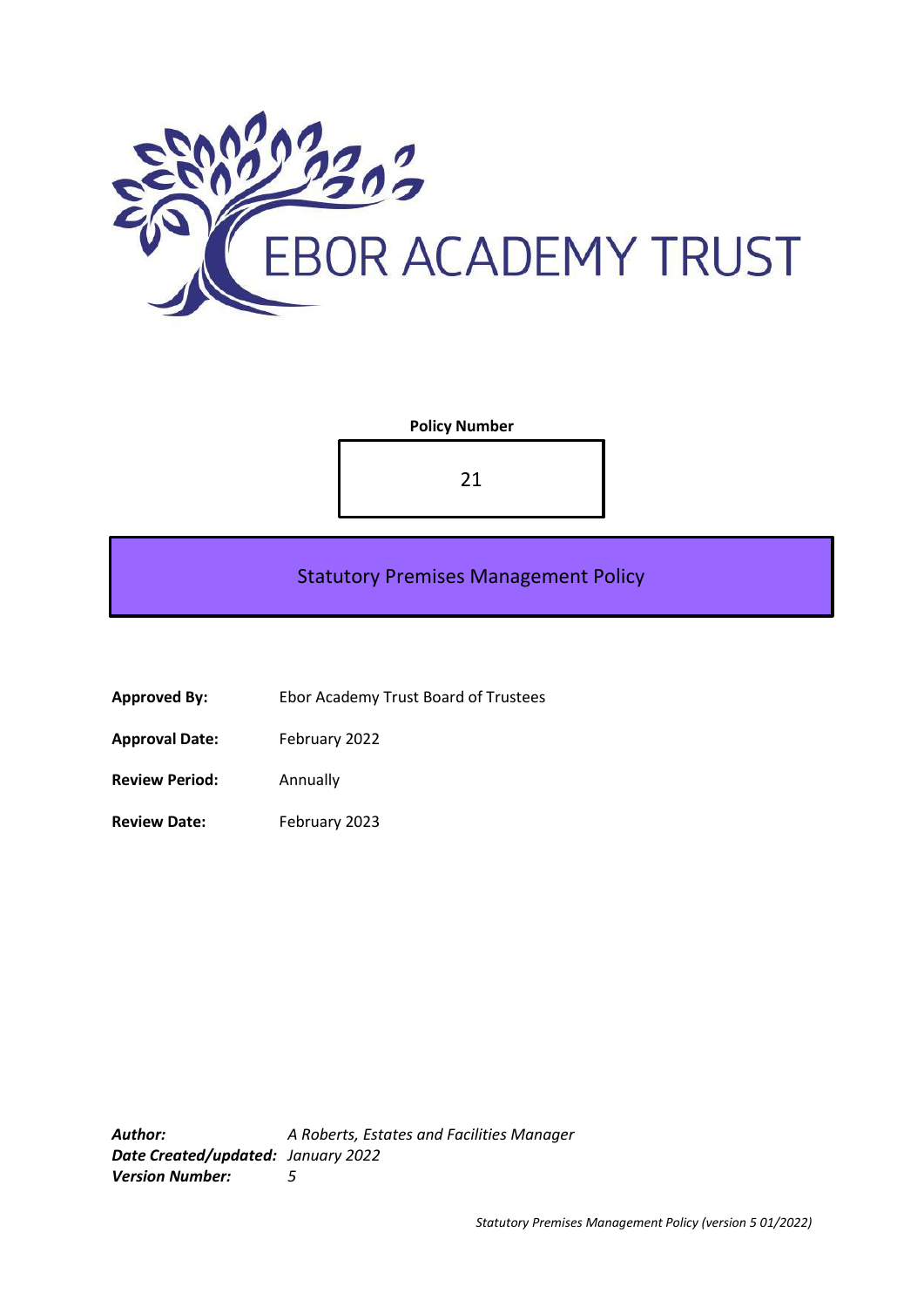EBOR ACADEMY TRUST

**Policy Number**

21

# Statutory Premises Management Policy

**Approved By:** Ebor Academy Trust Board of Trustees

**Approval Date:** February 2022

**Review Period:** Annually

**Review Date:** February 2023

***Author:*** *A Roberts, Estates and Facilities Manager*
***Date Created/updated:*** *January 2022*
***Version Number:*** *5*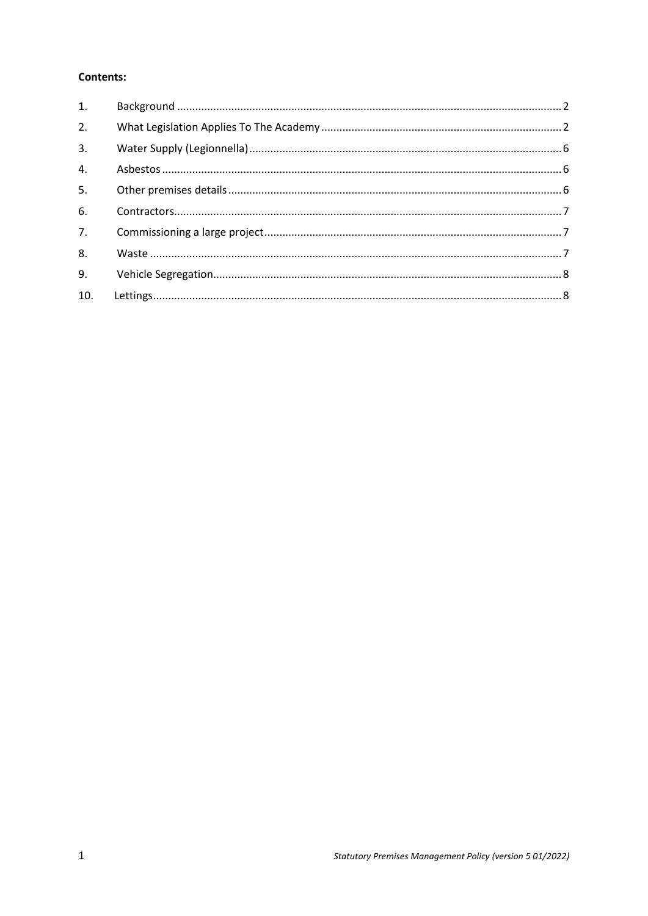**Contents:**

1. Background ........................................................................................................................... 2
2. What Legislation Applies To The Academy ............................................................................. 2
3. Water Supply (Legionnella) ..................................................................................................... 6
4. Asbestos ................................................................................................................................. 6
5. Other premises details ........................................................................................................... 6
6. Contractors ............................................................................................................................. 7
7. Commissioning a large project ................................................................................................ 7
8. Waste ...................................................................................................................................... 7
9. Vehicle Segregation ................................................................................................................ 8
10. Lettings ................................................................................................................................... 8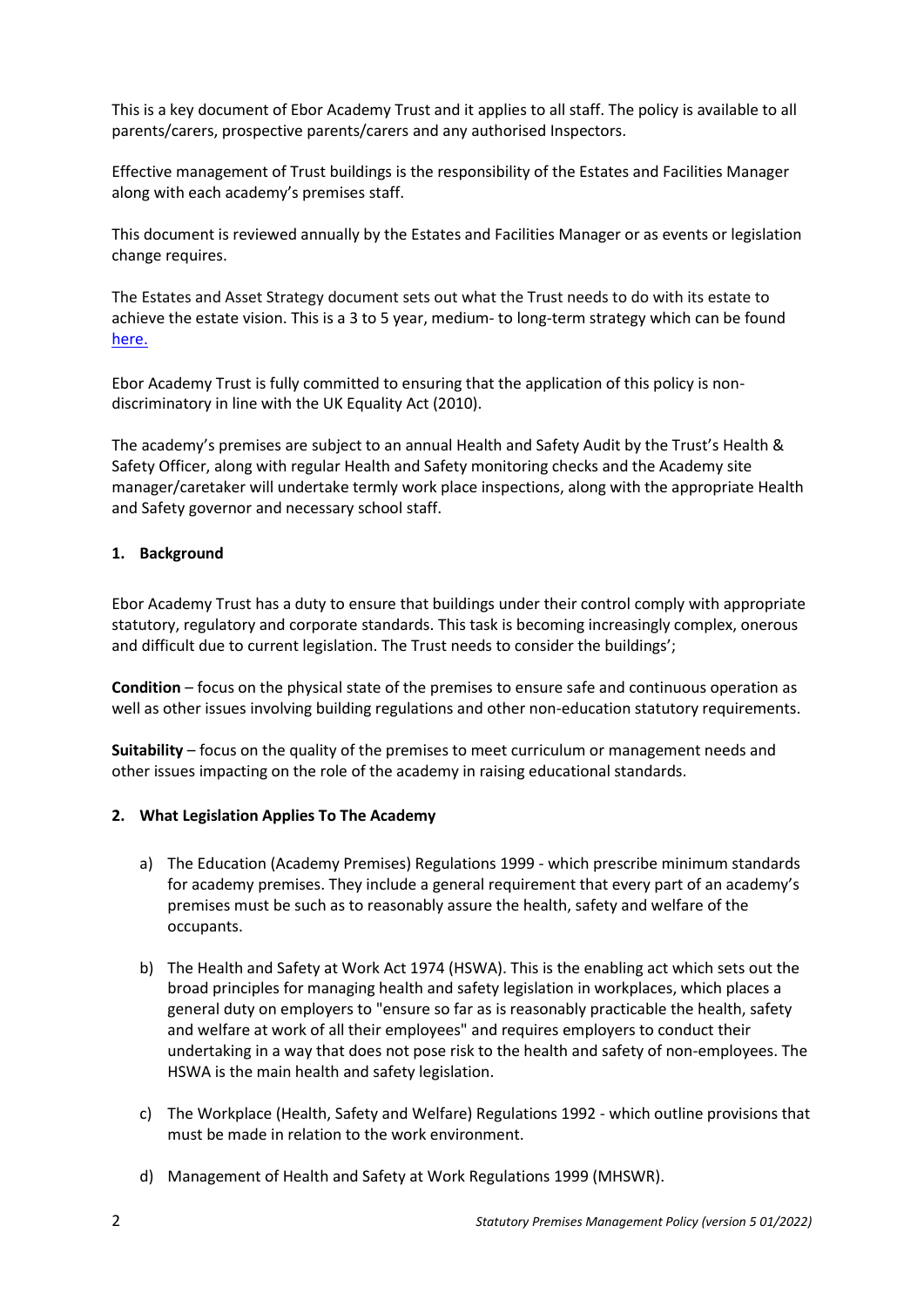This is a key document of Ebor Academy Trust and it applies to all staff. The policy is available to all parents/carers, prospective parents/carers and any authorised Inspectors.

Effective management of Trust buildings is the responsibility of the Estates and Facilities Manager along with each academy's premises staff.

This document is reviewed annually by the Estates and Facilities Manager or as events or legislation change requires.

The Estates and Asset Strategy document sets out what the Trust needs to do with its estate to achieve the estate vision. This is a 3 to 5 year, medium- to long-term strategy which can be found [here.]

Ebor Academy Trust is fully committed to ensuring that the application of this policy is non-discriminatory in line with the UK Equality Act (2010).

The academy's premises are subject to an annual Health and Safety Audit by the Trust's Health & Safety Officer, along with regular Health and Safety monitoring checks and the Academy site manager/caretaker will undertake termly work place inspections, along with the appropriate Health and Safety governor and necessary school staff.

**1. Background**

Ebor Academy Trust has a duty to ensure that buildings under their control comply with appropriate statutory, regulatory and corporate standards. This task is becoming increasingly complex, onerous and difficult due to current legislation. The Trust needs to consider the buildings';

**Condition** – focus on the physical state of the premises to ensure safe and continuous operation as well as other issues involving building regulations and other non-education statutory requirements.

**Suitability** – focus on the quality of the premises to meet curriculum or management needs and other issues impacting on the role of the academy in raising educational standards.

**2. What Legislation Applies To The Academy**

a) The Education (Academy Premises) Regulations 1999 - which prescribe minimum standards for academy premises. They include a general requirement that every part of an academy's premises must be such as to reasonably assure the health, safety and welfare of the occupants.

b) The Health and Safety at Work Act 1974 (HSWA). This is the enabling act which sets out the broad principles for managing health and safety legislation in workplaces, which places a general duty on employers to "ensure so far as is reasonably practicable the health, safety and welfare at work of all their employees" and requires employers to conduct their undertaking in a way that does not pose risk to the health and safety of non-employees. The HSWA is the main health and safety legislation.

c) The Workplace (Health, Safety and Welfare) Regulations 1992 - which outline provisions that must be made in relation to the work environment.

d) Management of Health and Safety at Work Regulations 1999 (MHSWR).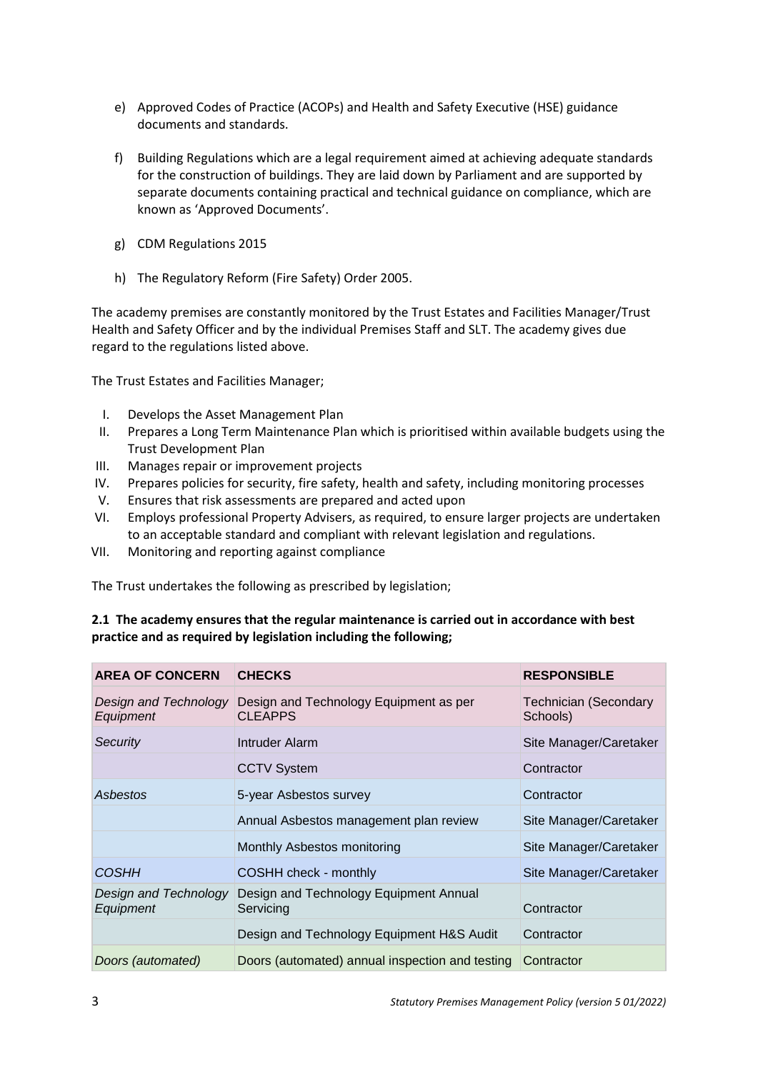e) Approved Codes of Practice (ACOPs) and Health and Safety Executive (HSE) guidance documents and standards.

f) Building Regulations which are a legal requirement aimed at achieving adequate standards for the construction of buildings. They are laid down by Parliament and are supported by separate documents containing practical and technical guidance on compliance, which are known as 'Approved Documents'.

g) CDM Regulations 2015

h) The Regulatory Reform (Fire Safety) Order 2005.

The academy premises are constantly monitored by the Trust Estates and Facilities Manager/Trust Health and Safety Officer and by the individual Premises Staff and SLT. The academy gives due regard to the regulations listed above.

The Trust Estates and Facilities Manager;

I. Develops the Asset Management Plan
II. Prepares a Long Term Maintenance Plan which is prioritised within available budgets using the Trust Development Plan
III. Manages repair or improvement projects
IV. Prepares policies for security, fire safety, health and safety, including monitoring processes
V. Ensures that risk assessments are prepared and acted upon
VI. Employs professional Property Advisers, as required, to ensure larger projects are undertaken to an acceptable standard and compliant with relevant legislation and regulations.
VII. Monitoring and reporting against compliance

The Trust undertakes the following as prescribed by legislation;

**2.1 The academy ensures that the regular maintenance is carried out in accordance with best practice and as required by legislation including the following;**

| AREA OF CONCERN | CHECKS | RESPONSIBLE |
|---|---|---|
| *Design and Technology Equipment* | Design and Technology Equipment as per CLEAPPS | Technician (Secondary Schools) |
| *Security* | Intruder Alarm | Site Manager/Caretaker |
| | CCTV System | Contractor |
| *Asbestos* | 5-year Asbestos survey | Contractor |
| | Annual Asbestos management plan review | Site Manager/Caretaker |
| | Monthly Asbestos monitoring | Site Manager/Caretaker |
| *COSHH* | COSHH check - monthly | Site Manager/Caretaker |
| *Design and Technology Equipment* | Design and Technology Equipment Annual Servicing | Contractor |
| | Design and Technology Equipment H&S Audit | Contractor |
| *Doors (automated)* | Doors (automated) annual inspection and testing | Contractor |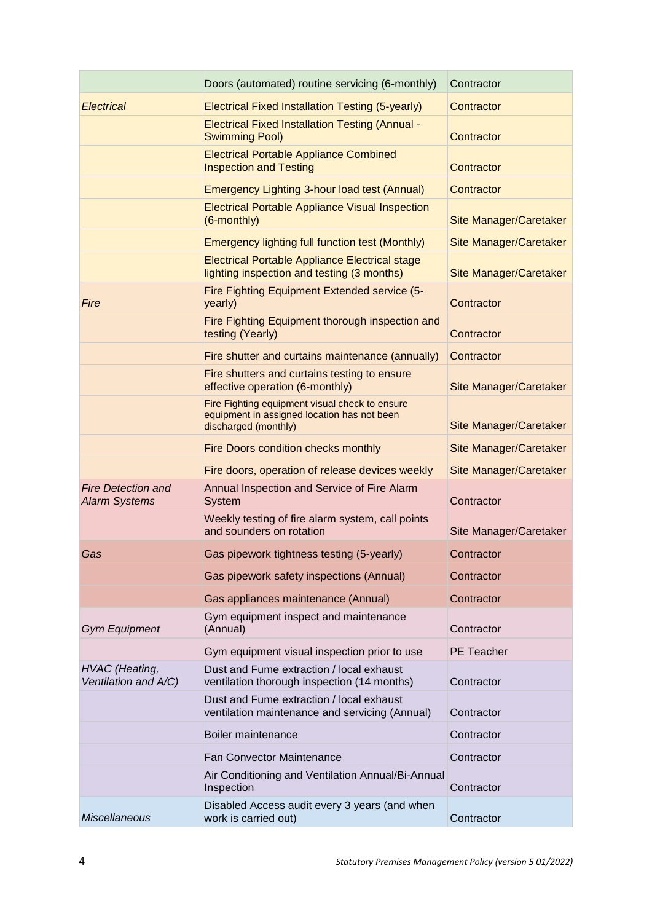| | | |
|---|---|---|
| | Doors (automated) routine servicing (6-monthly) | Contractor |
| *Electrical* | Electrical Fixed Installation Testing (5-yearly) | Contractor |
| | Electrical Fixed Installation Testing (Annual - Swimming Pool) | Contractor |
| | Electrical Portable Appliance Combined Inspection and Testing | Contractor |
| | Emergency Lighting 3-hour load test (Annual) | Contractor |
| | Electrical Portable Appliance Visual Inspection (6-monthly) | Site Manager/Caretaker |
| | Emergency lighting full function test (Monthly) | Site Manager/Caretaker |
| | Electrical Portable Appliance Electrical stage lighting inspection and testing (3 months) | Site Manager/Caretaker |
| *Fire* | Fire Fighting Equipment Extended service (5-yearly) | Contractor |
| | Fire Fighting Equipment thorough inspection and testing (Yearly) | Contractor |
| | Fire shutter and curtains maintenance (annually) | Contractor |
| | Fire shutters and curtains testing to ensure effective operation (6-monthly) | Site Manager/Caretaker |
| | Fire Fighting equipment visual check to ensure equipment in assigned location has not been discharged (monthly) | Site Manager/Caretaker |
| | Fire Doors condition checks monthly | Site Manager/Caretaker |
| | Fire doors, operation of release devices weekly | Site Manager/Caretaker |
| *Fire Detection and Alarm Systems* | Annual Inspection and Service of Fire Alarm System | Contractor |
| | Weekly testing of fire alarm system, call points and sounders on rotation | Site Manager/Caretaker |
| *Gas* | Gas pipework tightness testing (5-yearly) | Contractor |
| | Gas pipework safety inspections (Annual) | Contractor |
| | Gas appliances maintenance (Annual) | Contractor |
| *Gym Equipment* | Gym equipment inspect and maintenance (Annual) | Contractor |
| | Gym equipment visual inspection prior to use | PE Teacher |
| *HVAC (Heating, Ventilation and A/C)* | Dust and Fume extraction / local exhaust ventilation thorough inspection (14 months) | Contractor |
| | Dust and Fume extraction / local exhaust ventilation maintenance and servicing (Annual) | Contractor |
| | Boiler maintenance | Contractor |
| | Fan Convector Maintenance | Contractor |
| | Air Conditioning and Ventilation Annual/Bi-Annual Inspection | Contractor |
| *Miscellaneous* | Disabled Access audit every 3 years (and when work is carried out) | Contractor |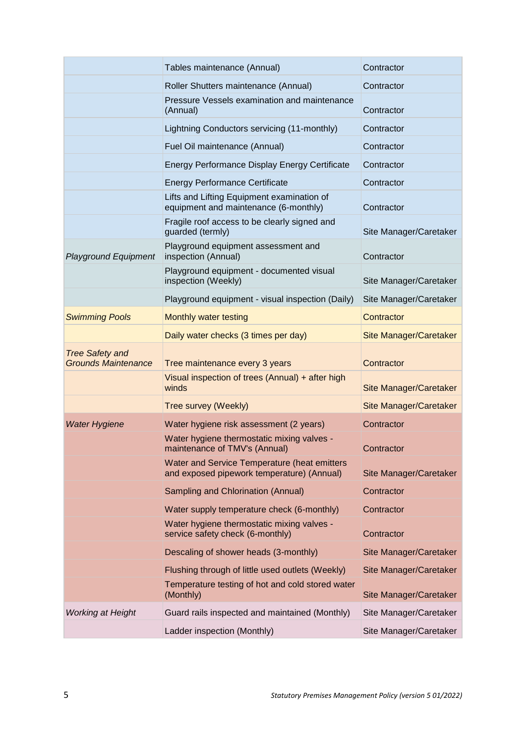| | | |
|---|---|---|
| | Tables maintenance (Annual) | Contractor |
| | Roller Shutters maintenance (Annual) | Contractor |
| | Pressure Vessels examination and maintenance (Annual) | Contractor |
| | Lightning Conductors servicing (11-monthly) | Contractor |
| | Fuel Oil maintenance (Annual) | Contractor |
| | Energy Performance Display Energy Certificate | Contractor |
| | Energy Performance Certificate | Contractor |
| | Lifts and Lifting Equipment examination of equipment and maintenance (6-monthly) | Contractor |
| | Fragile roof access to be clearly signed and guarded (termly) | Site Manager/Caretaker |
| *Playground Equipment* | Playground equipment assessment and inspection (Annual) | Contractor |
| | Playground equipment - documented visual inspection (Weekly) | Site Manager/Caretaker |
| | Playground equipment - visual inspection (Daily) | Site Manager/Caretaker |
| *Swimming Pools* | Monthly water testing | Contractor |
| | Daily water checks (3 times per day) | Site Manager/Caretaker |
| *Tree Safety and Grounds Maintenance* | Tree maintenance every 3 years | Contractor |
| | Visual inspection of trees (Annual) + after high winds | Site Manager/Caretaker |
| | Tree survey (Weekly) | Site Manager/Caretaker |
| *Water Hygiene* | Water hygiene risk assessment (2 years) | Contractor |
| | Water hygiene thermostatic mixing valves - maintenance of TMV's (Annual) | Contractor |
| | Water and Service Temperature (heat emitters and exposed pipework temperature) (Annual) | Site Manager/Caretaker |
| | Sampling and Chlorination (Annual) | Contractor |
| | Water supply temperature check (6-monthly) | Contractor |
| | Water hygiene thermostatic mixing valves - service safety check (6-monthly) | Contractor |
| | Descaling of shower heads (3-monthly) | Site Manager/Caretaker |
| | Flushing through of little used outlets (Weekly) | Site Manager/Caretaker |
| | Temperature testing of hot and cold stored water (Monthly) | Site Manager/Caretaker |
| *Working at Height* | Guard rails inspected and maintained (Monthly) | Site Manager/Caretaker |
| | Ladder inspection (Monthly) | Site Manager/Caretaker |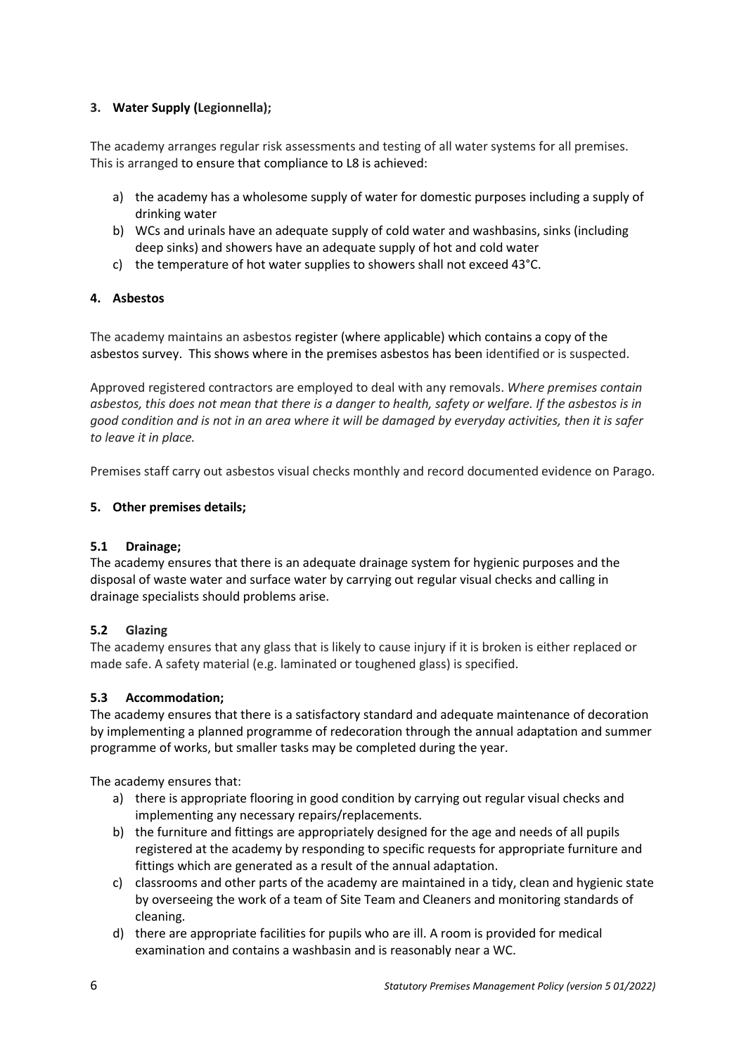### 3. Water Supply (Legionnella);

The academy arranges regular risk assessments and testing of all water systems for all premises. This is arranged to ensure that compliance to L8 is achieved:

a) the academy has a wholesome supply of water for domestic purposes including a supply of drinking water
b) WCs and urinals have an adequate supply of cold water and washbasins, sinks (including deep sinks) and showers have an adequate supply of hot and cold water
c) the temperature of hot water supplies to showers shall not exceed 43°C.

### 4. Asbestos

The academy maintains an asbestos register (where applicable) which contains a copy of the asbestos survey. This shows where in the premises asbestos has been identified or is suspected.

Approved registered contractors are employed to deal with any removals. *Where premises contain asbestos, this does not mean that there is a danger to health, safety or welfare. If the asbestos is in good condition and is not in an area where it will be damaged by everyday activities, then it is safer to leave it in place.*

Premises staff carry out asbestos visual checks monthly and record documented evidence on Parago.

### 5. Other premises details;

#### 5.1 Drainage;

The academy ensures that there is an adequate drainage system for hygienic purposes and the disposal of waste water and surface water by carrying out regular visual checks and calling in drainage specialists should problems arise.

#### 5.2 Glazing

The academy ensures that any glass that is likely to cause injury if it is broken is either replaced or made safe. A safety material (e.g. laminated or toughened glass) is specified.

#### 5.3 Accommodation;

The academy ensures that there is a satisfactory standard and adequate maintenance of decoration by implementing a planned programme of redecoration through the annual adaptation and summer programme of works, but smaller tasks may be completed during the year.

The academy ensures that:

a) there is appropriate flooring in good condition by carrying out regular visual checks and implementing any necessary repairs/replacements.
b) the furniture and fittings are appropriately designed for the age and needs of all pupils registered at the academy by responding to specific requests for appropriate furniture and fittings which are generated as a result of the annual adaptation.
c) classrooms and other parts of the academy are maintained in a tidy, clean and hygienic state by overseeing the work of a team of Site Team and Cleaners and monitoring standards of cleaning.
d) there are appropriate facilities for pupils who are ill. A room is provided for medical examination and contains a washbasin and is reasonably near a WC.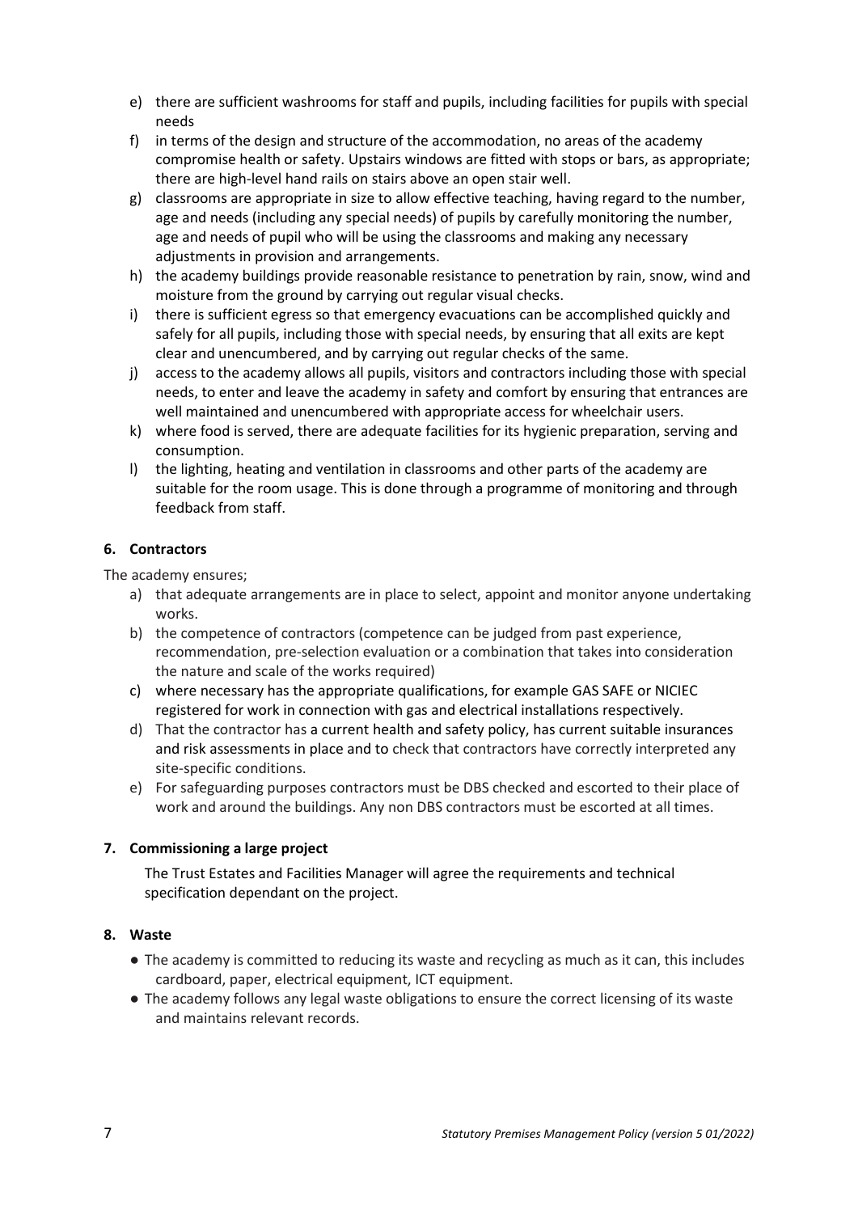e) there are sufficient washrooms for staff and pupils, including facilities for pupils with special needs
f) in terms of the design and structure of the accommodation, no areas of the academy compromise health or safety. Upstairs windows are fitted with stops or bars, as appropriate; there are high-level hand rails on stairs above an open stair well.
g) classrooms are appropriate in size to allow effective teaching, having regard to the number, age and needs (including any special needs) of pupils by carefully monitoring the number, age and needs of pupil who will be using the classrooms and making any necessary adjustments in provision and arrangements.
h) the academy buildings provide reasonable resistance to penetration by rain, snow, wind and moisture from the ground by carrying out regular visual checks.
i) there is sufficient egress so that emergency evacuations can be accomplished quickly and safely for all pupils, including those with special needs, by ensuring that all exits are kept clear and unencumbered, and by carrying out regular checks of the same.
j) access to the academy allows all pupils, visitors and contractors including those with special needs, to enter and leave the academy in safety and comfort by ensuring that entrances are well maintained and unencumbered with appropriate access for wheelchair users.
k) where food is served, there are adequate facilities for its hygienic preparation, serving and consumption.
l) the lighting, heating and ventilation in classrooms and other parts of the academy are suitable for the room usage. This is done through a programme of monitoring and through feedback from staff.

### 6. Contractors

The academy ensures;

a) that adequate arrangements are in place to select, appoint and monitor anyone undertaking works.
b) the competence of contractors (competence can be judged from past experience, recommendation, pre-selection evaluation or a combination that takes into consideration the nature and scale of the works required)
c) where necessary has the appropriate qualifications, for example GAS SAFE or NICIEC registered for work in connection with gas and electrical installations respectively.
d) That the contractor has a current health and safety policy, has current suitable insurances and risk assessments in place and to check that contractors have correctly interpreted any site-specific conditions.
e) For safeguarding purposes contractors must be DBS checked and escorted to their place of work and around the buildings. Any non DBS contractors must be escorted at all times.

### 7. Commissioning a large project

The Trust Estates and Facilities Manager will agree the requirements and technical specification dependant on the project.

### 8. Waste

- The academy is committed to reducing its waste and recycling as much as it can, this includes cardboard, paper, electrical equipment, ICT equipment.
- The academy follows any legal waste obligations to ensure the correct licensing of its waste and maintains relevant records.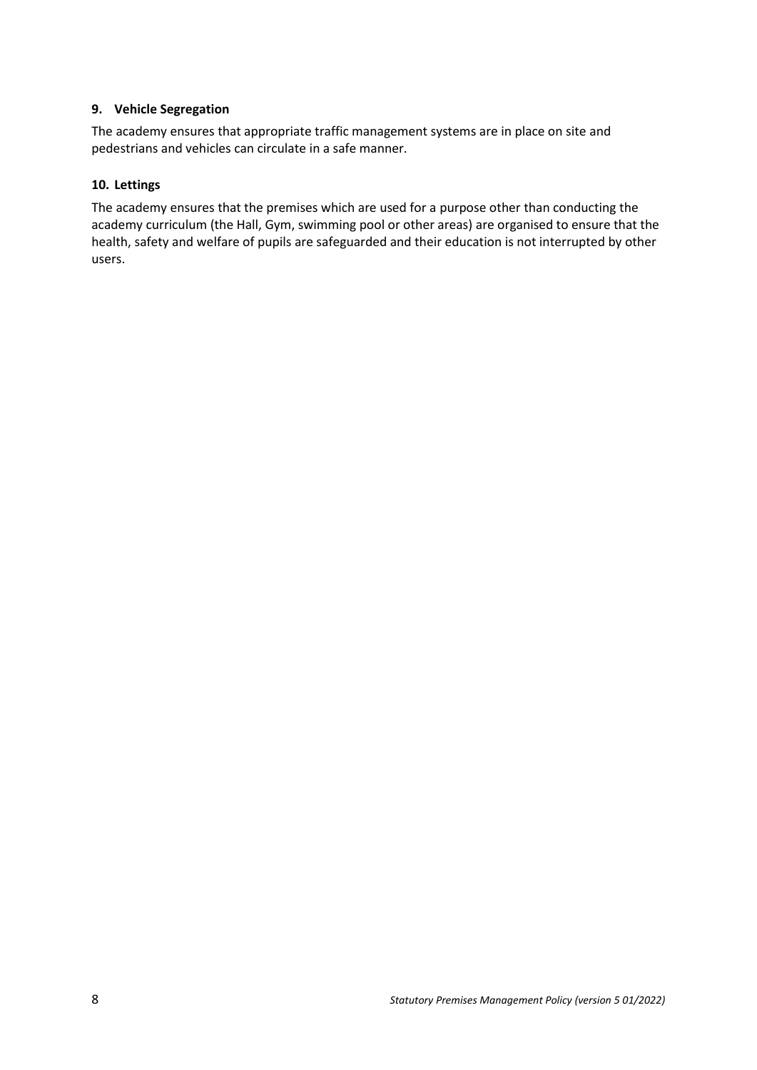## 9. Vehicle Segregation

The academy ensures that appropriate traffic management systems are in place on site and pedestrians and vehicles can circulate in a safe manner.

## 10. Lettings

The academy ensures that the premises which are used for a purpose other than conducting the academy curriculum (the Hall, Gym, swimming pool or other areas) are organised to ensure that the health, safety and welfare of pupils are safeguarded and their education is not interrupted by other users.